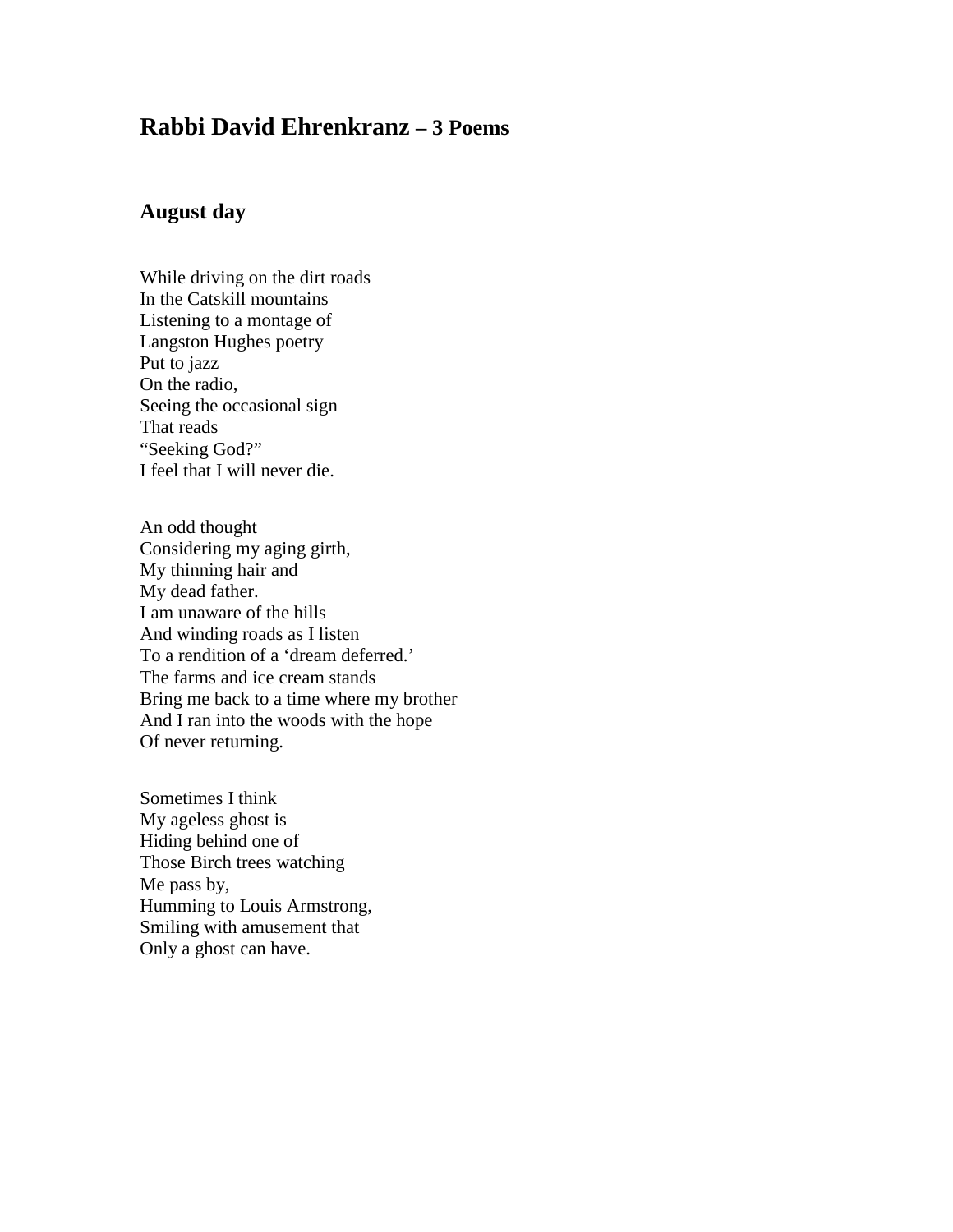# **Rabbi David Ehrenkranz – 3 Poems**

## **August day**

While driving on the dirt roads  
In the Catskill mountains  
Listening to a montage of  
Langston Hughes poetry  
Put to jazz  
On the radio,  
Seeing the occasional sign  
That reads  
"Seeking God?"  
I feel that I will never die.

An odd thought  
Considering my aging girth,  
My thinning hair and  
My dead father.  
I am unaware of the hills  
And winding roads as I listen  
To a rendition of a 'dream deferred.'  
The farms and ice cream stands  
Bring me back to a time where my brother  
And I ran into the woods with the hope  
Of never returning.

Sometimes I think  
My ageless ghost is  
Hiding behind one of  
Those Birch trees watching  
Me pass by,  
Humming to Louis Armstrong,  
Smiling with amusement that  
Only a ghost can have.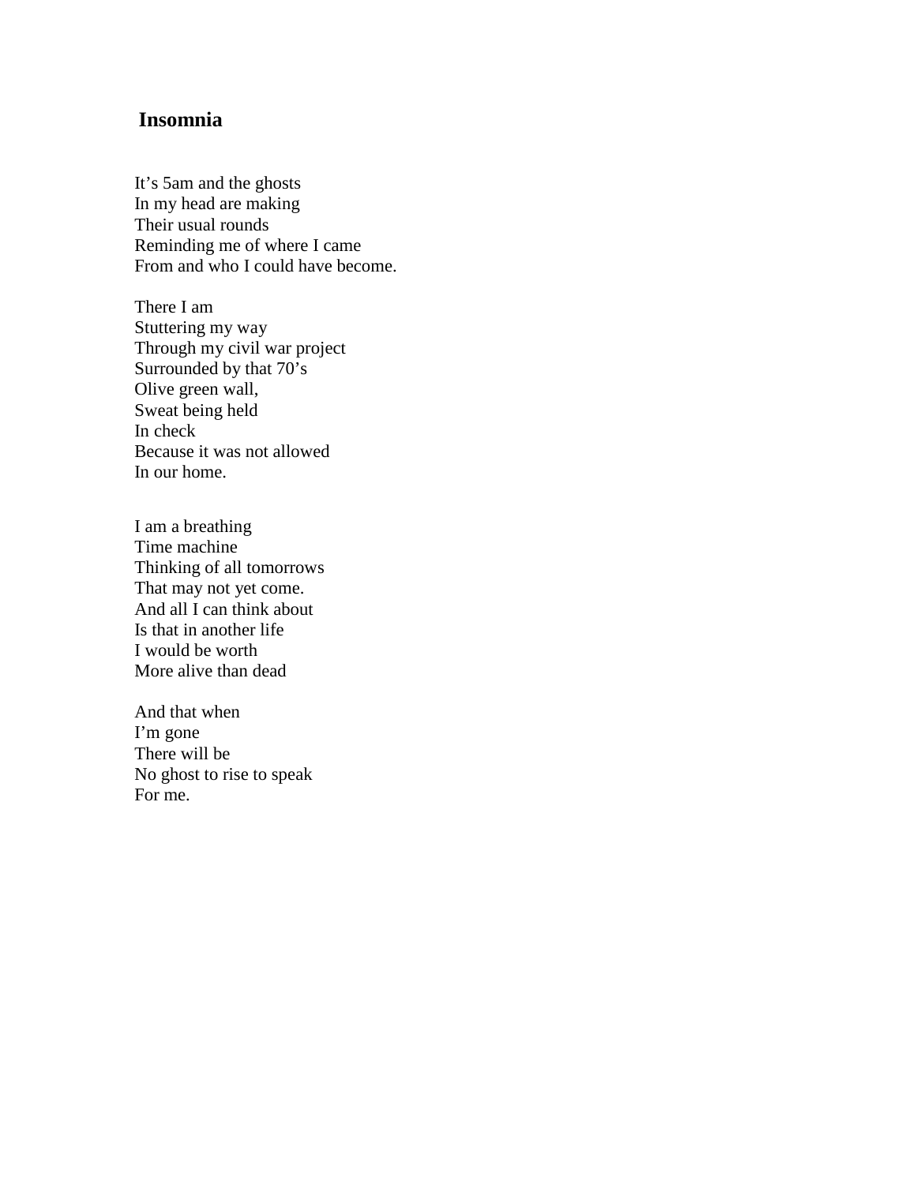# Insomnia

It's 5am and the ghosts  
In my head are making  
Their usual rounds  
Reminding me of where I came  
From and who I could have become.

There I am  
Stuttering my way  
Through my civil war project  
Surrounded by that 70's  
Olive green wall,  
Sweat being held  
In check  
Because it was not allowed  
In our home.

I am a breathing  
Time machine  
Thinking of all tomorrows  
That may not yet come.  
And all I can think about  
Is that in another life  
I would be worth  
More alive than dead

And that when  
I'm gone  
There will be  
No ghost to rise to speak  
For me.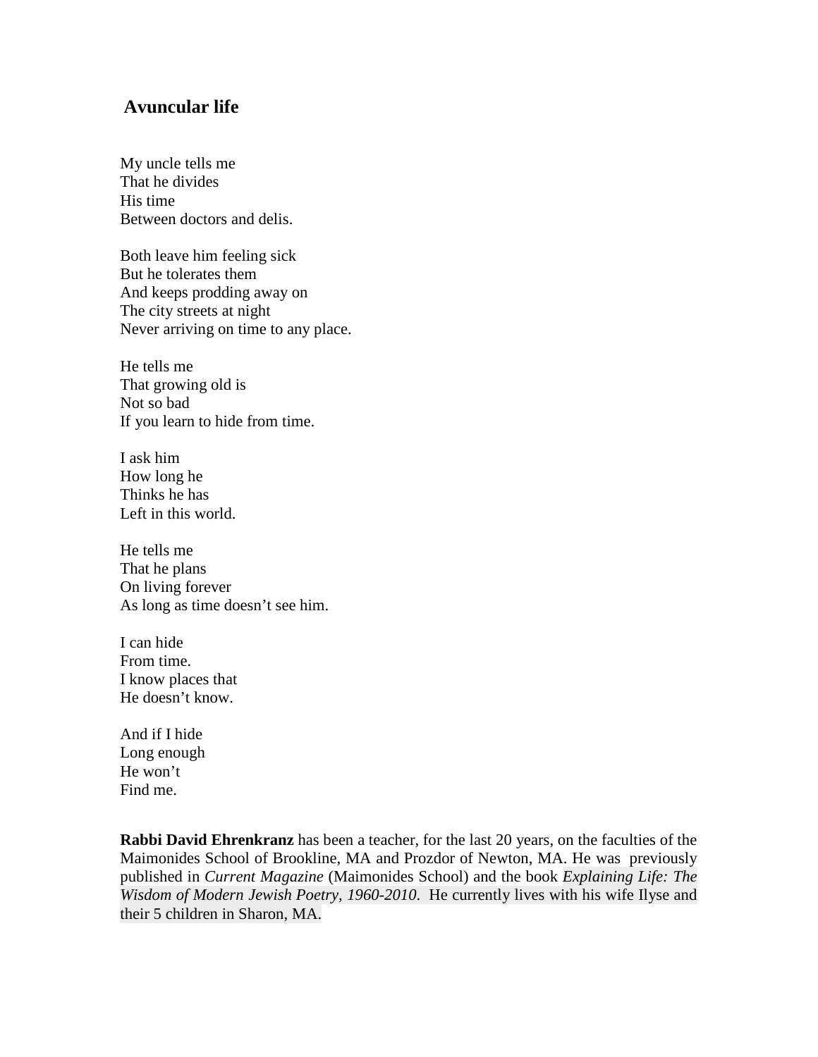## Avuncular life

My uncle tells me  
That he divides  
His time  
Between doctors and delis.

Both leave him feeling sick  
But he tolerates them  
And keeps prodding away on  
The city streets at night  
Never arriving on time to any place.

He tells me  
That growing old is  
Not so bad  
If you learn to hide from time.

I ask him  
How long he  
Thinks he has  
Left in this world.

He tells me  
That he plans  
On living forever  
As long as time doesn't see him.

I can hide  
From time.  
I know places that  
He doesn't know.

And if I hide  
Long enough  
He won't  
Find me.

**Rabbi David Ehrenkranz** has been a teacher, for the last 20 years, on the faculties of the Maimonides School of Brookline, MA and Prozdor of Newton, MA. He was previously published in *Current Magazine* (Maimonides School) and the book *Explaining Life: The Wisdom of Modern Jewish Poetry, 1960-2010*. He currently lives with his wife Ilyse and their 5 children in Sharon, MA.